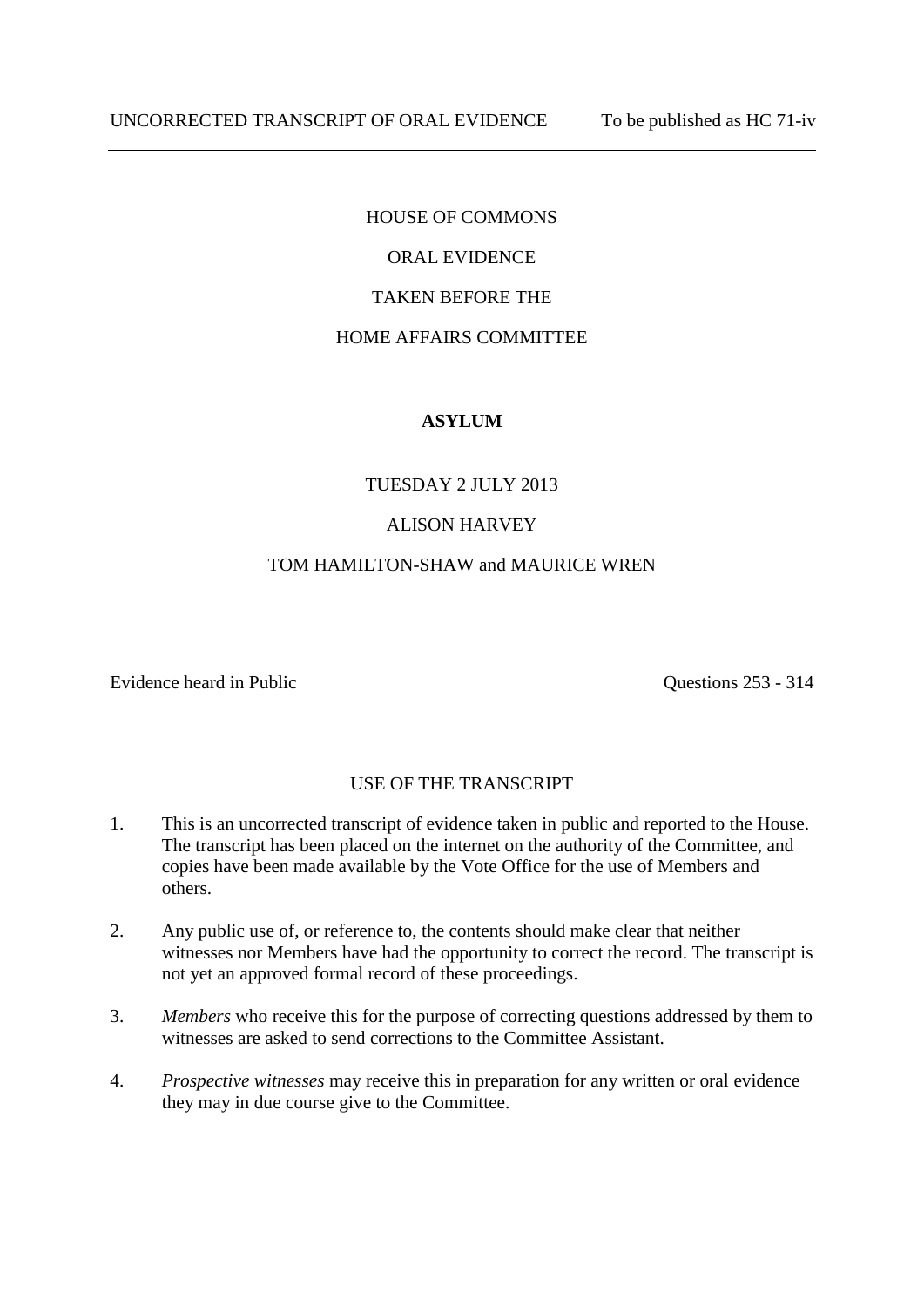UNCORRECTED TRANSCRIPT OF ORAL EVIDENCE To be published as HC 71-iv

---

HOUSE OF COMMONS

ORAL EVIDENCE

TAKEN BEFORE THE

HOME AFFAIRS COMMITTEE

**ASYLUM**

TUESDAY 2 JULY 2013

ALISON HARVEY

TOM HAMILTON-SHAW and MAURICE WREN

Evidence heard in Public Questions 253 - 314

USE OF THE TRANSCRIPT

1. This is an uncorrected transcript of evidence taken in public and reported to the House. The transcript has been placed on the internet on the authority of the Committee, and copies have been made available by the Vote Office for the use of Members and others.

2. Any public use of, or reference to, the contents should make clear that neither witnesses nor Members have had the opportunity to correct the record. The transcript is not yet an approved formal record of these proceedings.

3. *Members* who receive this for the purpose of correcting questions addressed by them to witnesses are asked to send corrections to the Committee Assistant.

4. *Prospective witnesses* may receive this in preparation for any written or oral evidence they may in due course give to the Committee.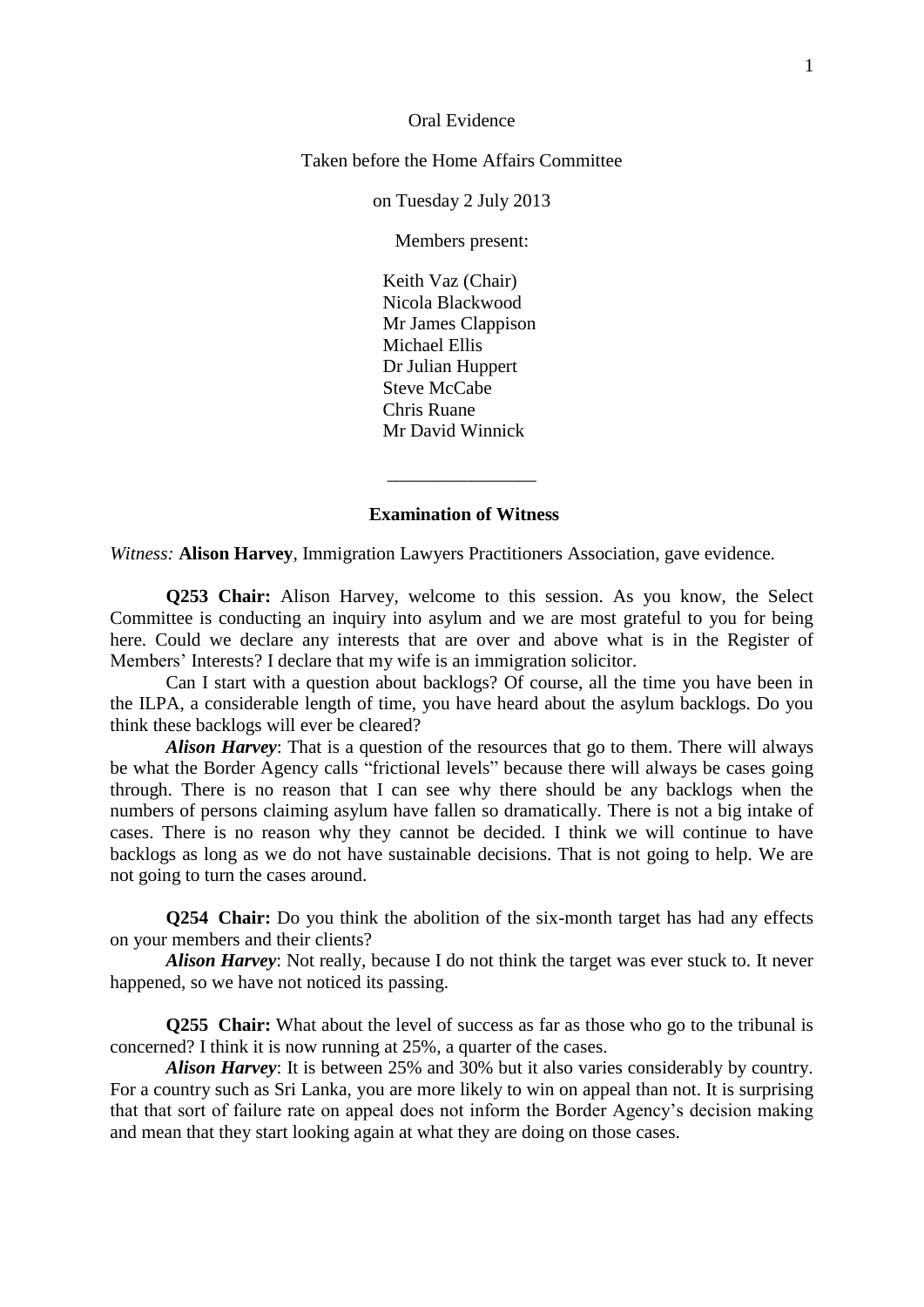Oral Evidence

Taken before the Home Affairs Committee

on Tuesday 2 July 2013

Members present:

Keith Vaz (Chair)
Nicola Blackwood
Mr James Clappison
Michael Ellis
Dr Julian Huppert
Steve McCabe
Chris Ruane
Mr David Winnick

________________

**Examination of Witness**

*Witness:* **Alison Harvey**, Immigration Lawyers Practitioners Association, gave evidence.

**Q253 Chair:** Alison Harvey, welcome to this session. As you know, the Select Committee is conducting an inquiry into asylum and we are most grateful to you for being here. Could we declare any interests that are over and above what is in the Register of Members' Interests? I declare that my wife is an immigration solicitor.

Can I start with a question about backlogs? Of course, all the time you have been in the ILPA, a considerable length of time, you have heard about the asylum backlogs. Do you think these backlogs will ever be cleared?

***Alison Harvey***: That is a question of the resources that go to them. There will always be what the Border Agency calls "frictional levels" because there will always be cases going through. There is no reason that I can see why there should be any backlogs when the numbers of persons claiming asylum have fallen so dramatically. There is not a big intake of cases. There is no reason why they cannot be decided. I think we will continue to have backlogs as long as we do not have sustainable decisions. That is not going to help. We are not going to turn the cases around.

**Q254 Chair:** Do you think the abolition of the six-month target has had any effects on your members and their clients?

***Alison Harvey***: Not really, because I do not think the target was ever stuck to. It never happened, so we have not noticed its passing.

**Q255 Chair:** What about the level of success as far as those who go to the tribunal is concerned? I think it is now running at 25%, a quarter of the cases.

***Alison Harvey***: It is between 25% and 30% but it also varies considerably by country. For a country such as Sri Lanka, you are more likely to win on appeal than not. It is surprising that that sort of failure rate on appeal does not inform the Border Agency's decision making and mean that they start looking again at what they are doing on those cases.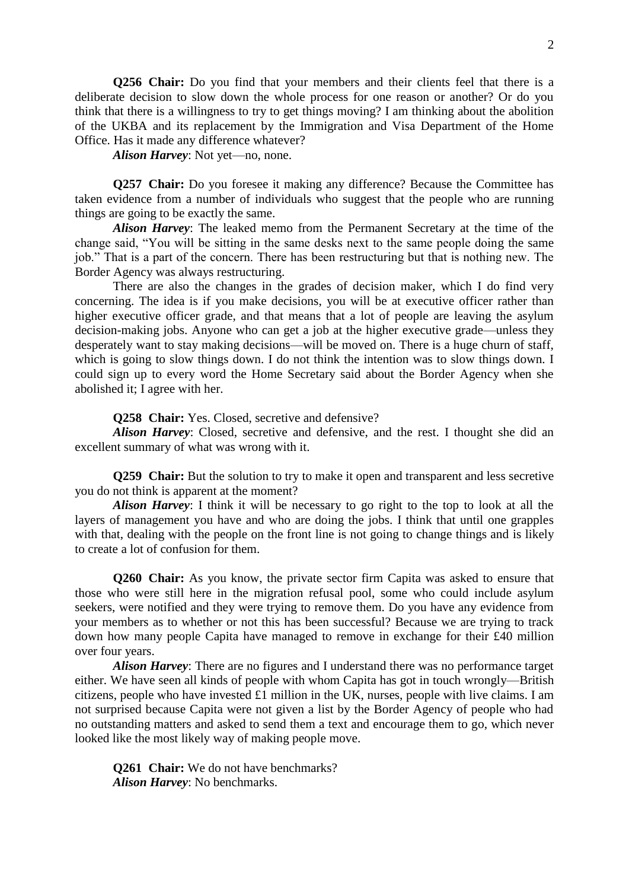**Q256 Chair:** Do you find that your members and their clients feel that there is a deliberate decision to slow down the whole process for one reason or another? Or do you think that there is a willingness to try to get things moving? I am thinking about the abolition of the UKBA and its replacement by the Immigration and Visa Department of the Home Office. Has it made any difference whatever?

***Alison Harvey***: Not yet—no, none.

**Q257 Chair:** Do you foresee it making any difference? Because the Committee has taken evidence from a number of individuals who suggest that the people who are running things are going to be exactly the same.

***Alison Harvey***: The leaked memo from the Permanent Secretary at the time of the change said, "You will be sitting in the same desks next to the same people doing the same job." That is a part of the concern. There has been restructuring but that is nothing new. The Border Agency was always restructuring.

There are also the changes in the grades of decision maker, which I do find very concerning. The idea is if you make decisions, you will be at executive officer rather than higher executive officer grade, and that means that a lot of people are leaving the asylum decision-making jobs. Anyone who can get a job at the higher executive grade—unless they desperately want to stay making decisions—will be moved on. There is a huge churn of staff, which is going to slow things down. I do not think the intention was to slow things down. I could sign up to every word the Home Secretary said about the Border Agency when she abolished it; I agree with her.

**Q258 Chair:** Yes. Closed, secretive and defensive?

***Alison Harvey***: Closed, secretive and defensive, and the rest. I thought she did an excellent summary of what was wrong with it.

**Q259 Chair:** But the solution to try to make it open and transparent and less secretive you do not think is apparent at the moment?

***Alison Harvey***: I think it will be necessary to go right to the top to look at all the layers of management you have and who are doing the jobs. I think that until one grapples with that, dealing with the people on the front line is not going to change things and is likely to create a lot of confusion for them.

**Q260 Chair:** As you know, the private sector firm Capita was asked to ensure that those who were still here in the migration refusal pool, some who could include asylum seekers, were notified and they were trying to remove them. Do you have any evidence from your members as to whether or not this has been successful? Because we are trying to track down how many people Capita have managed to remove in exchange for their £40 million over four years.

***Alison Harvey***: There are no figures and I understand there was no performance target either. We have seen all kinds of people with whom Capita has got in touch wrongly—British citizens, people who have invested £1 million in the UK, nurses, people with live claims. I am not surprised because Capita were not given a list by the Border Agency of people who had no outstanding matters and asked to send them a text and encourage them to go, which never looked like the most likely way of making people move.

**Q261 Chair:** We do not have benchmarks?

***Alison Harvey***: No benchmarks.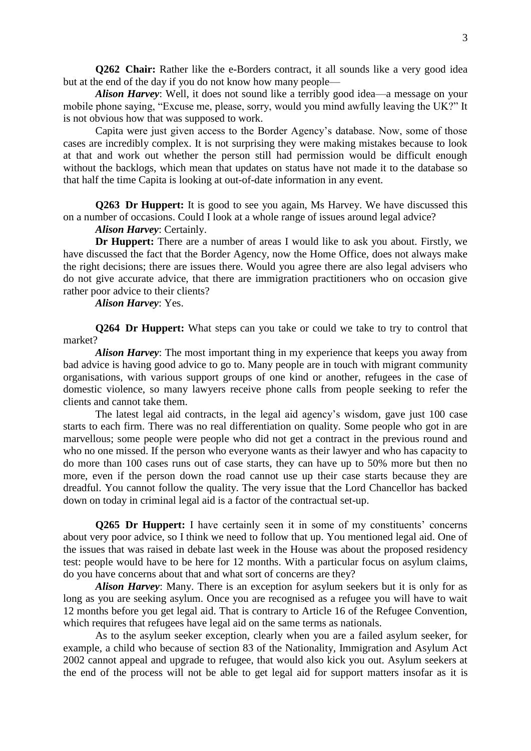**Q262 Chair:** Rather like the e-Borders contract, it all sounds like a very good idea but at the end of the day if you do not know how many people—

***Alison Harvey***: Well, it does not sound like a terribly good idea—a message on your mobile phone saying, "Excuse me, please, sorry, would you mind awfully leaving the UK?" It is not obvious how that was supposed to work.

Capita were just given access to the Border Agency's database. Now, some of those cases are incredibly complex. It is not surprising they were making mistakes because to look at that and work out whether the person still had permission would be difficult enough without the backlogs, which mean that updates on status have not made it to the database so that half the time Capita is looking at out-of-date information in any event.

**Q263 Dr Huppert:** It is good to see you again, Ms Harvey. We have discussed this on a number of occasions. Could I look at a whole range of issues around legal advice?

***Alison Harvey***: Certainly.

**Dr Huppert:** There are a number of areas I would like to ask you about. Firstly, we have discussed the fact that the Border Agency, now the Home Office, does not always make the right decisions; there are issues there. Would you agree there are also legal advisers who do not give accurate advice, that there are immigration practitioners who on occasion give rather poor advice to their clients?

***Alison Harvey***: Yes.

**Q264 Dr Huppert:** What steps can you take or could we take to try to control that market?

***Alison Harvey***: The most important thing in my experience that keeps you away from bad advice is having good advice to go to. Many people are in touch with migrant community organisations, with various support groups of one kind or another, refugees in the case of domestic violence, so many lawyers receive phone calls from people seeking to refer the clients and cannot take them.

The latest legal aid contracts, in the legal aid agency's wisdom, gave just 100 case starts to each firm. There was no real differentiation on quality. Some people who got in are marvellous; some people were people who did not get a contract in the previous round and who no one missed. If the person who everyone wants as their lawyer and who has capacity to do more than 100 cases runs out of case starts, they can have up to 50% more but then no more, even if the person down the road cannot use up their case starts because they are dreadful. You cannot follow the quality. The very issue that the Lord Chancellor has backed down on today in criminal legal aid is a factor of the contractual set-up.

**Q265 Dr Huppert:** I have certainly seen it in some of my constituents' concerns about very poor advice, so I think we need to follow that up. You mentioned legal aid. One of the issues that was raised in debate last week in the House was about the proposed residency test: people would have to be here for 12 months. With a particular focus on asylum claims, do you have concerns about that and what sort of concerns are they?

***Alison Harvey***: Many. There is an exception for asylum seekers but it is only for as long as you are seeking asylum. Once you are recognised as a refugee you will have to wait 12 months before you get legal aid. That is contrary to Article 16 of the Refugee Convention, which requires that refugees have legal aid on the same terms as nationals.

As to the asylum seeker exception, clearly when you are a failed asylum seeker, for example, a child who because of section 83 of the Nationality, Immigration and Asylum Act 2002 cannot appeal and upgrade to refugee, that would also kick you out. Asylum seekers at the end of the process will not be able to get legal aid for support matters insofar as it is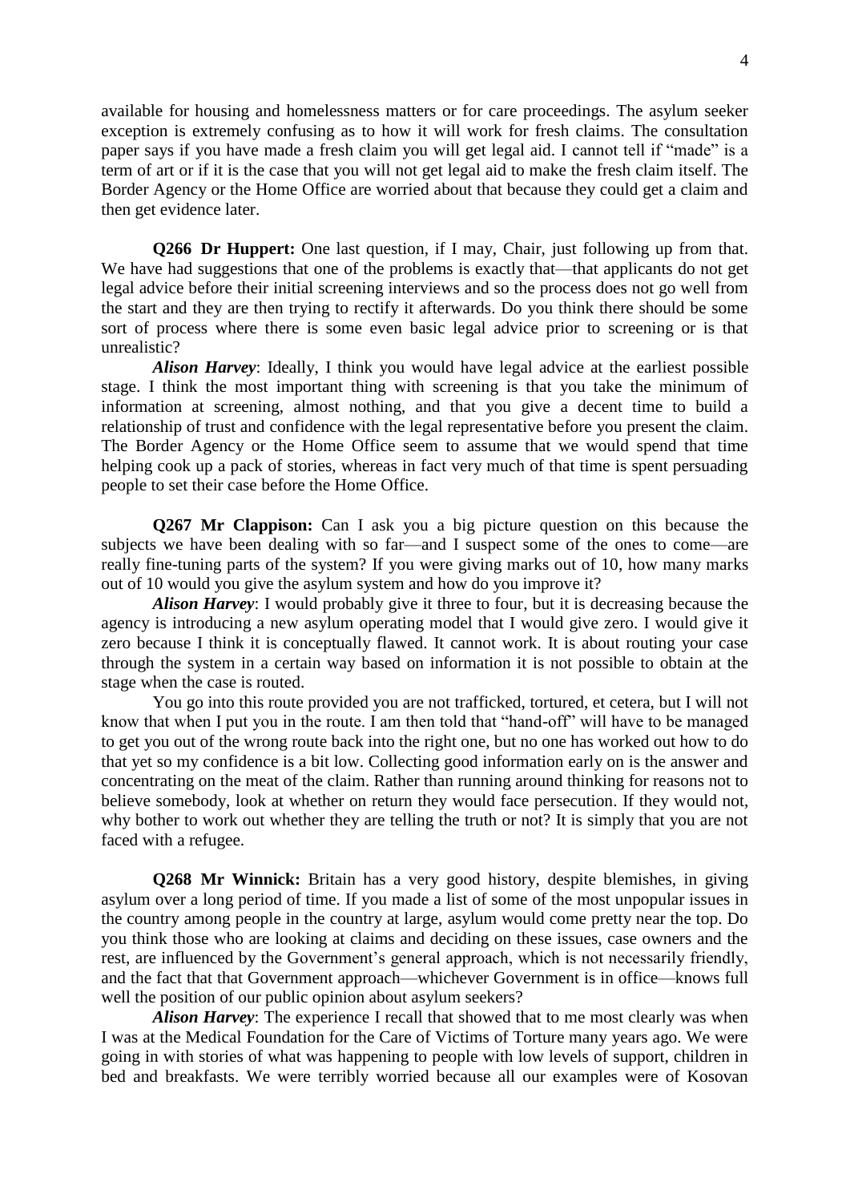available for housing and homelessness matters or for care proceedings. The asylum seeker exception is extremely confusing as to how it will work for fresh claims. The consultation paper says if you have made a fresh claim you will get legal aid. I cannot tell if "made" is a term of art or if it is the case that you will not get legal aid to make the fresh claim itself. The Border Agency or the Home Office are worried about that because they could get a claim and then get evidence later.

**Q266 Dr Huppert:** One last question, if I may, Chair, just following up from that. We have had suggestions that one of the problems is exactly that—that applicants do not get legal advice before their initial screening interviews and so the process does not go well from the start and they are then trying to rectify it afterwards. Do you think there should be some sort of process where there is some even basic legal advice prior to screening or is that unrealistic?

***Alison Harvey***: Ideally, I think you would have legal advice at the earliest possible stage. I think the most important thing with screening is that you take the minimum of information at screening, almost nothing, and that you give a decent time to build a relationship of trust and confidence with the legal representative before you present the claim. The Border Agency or the Home Office seem to assume that we would spend that time helping cook up a pack of stories, whereas in fact very much of that time is spent persuading people to set their case before the Home Office.

**Q267 Mr Clappison:** Can I ask you a big picture question on this because the subjects we have been dealing with so far—and I suspect some of the ones to come—are really fine-tuning parts of the system? If you were giving marks out of 10, how many marks out of 10 would you give the asylum system and how do you improve it?

***Alison Harvey***: I would probably give it three to four, but it is decreasing because the agency is introducing a new asylum operating model that I would give zero. I would give it zero because I think it is conceptually flawed. It cannot work. It is about routing your case through the system in a certain way based on information it is not possible to obtain at the stage when the case is routed.

You go into this route provided you are not trafficked, tortured, et cetera, but I will not know that when I put you in the route. I am then told that "hand-off" will have to be managed to get you out of the wrong route back into the right one, but no one has worked out how to do that yet so my confidence is a bit low. Collecting good information early on is the answer and concentrating on the meat of the claim. Rather than running around thinking for reasons not to believe somebody, look at whether on return they would face persecution. If they would not, why bother to work out whether they are telling the truth or not? It is simply that you are not faced with a refugee.

**Q268 Mr Winnick:** Britain has a very good history, despite blemishes, in giving asylum over a long period of time. If you made a list of some of the most unpopular issues in the country among people in the country at large, asylum would come pretty near the top. Do you think those who are looking at claims and deciding on these issues, case owners and the rest, are influenced by the Government's general approach, which is not necessarily friendly, and the fact that that Government approach—whichever Government is in office—knows full well the position of our public opinion about asylum seekers?

***Alison Harvey***: The experience I recall that showed that to me most clearly was when I was at the Medical Foundation for the Care of Victims of Torture many years ago. We were going in with stories of what was happening to people with low levels of support, children in bed and breakfasts. We were terribly worried because all our examples were of Kosovan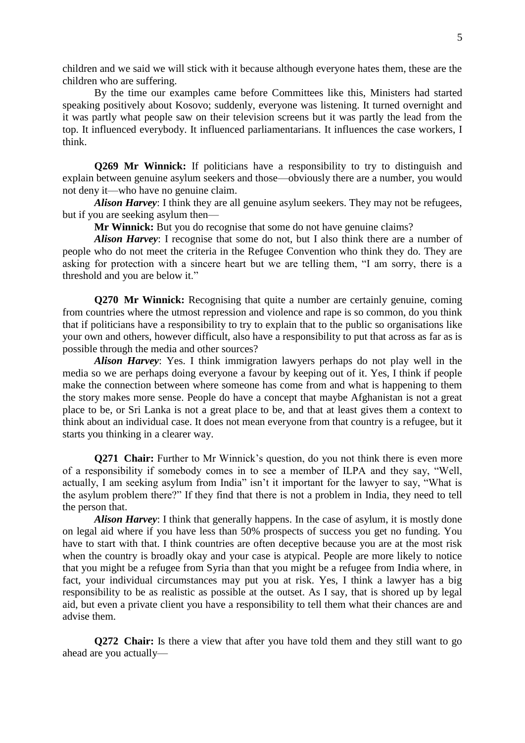children and we said we will stick with it because although everyone hates them, these are the children who are suffering.

By the time our examples came before Committees like this, Ministers had started speaking positively about Kosovo; suddenly, everyone was listening. It turned overnight and it was partly what people saw on their television screens but it was partly the lead from the top. It influenced everybody. It influenced parliamentarians. It influences the case workers, I think.

**Q269 Mr Winnick:** If politicians have a responsibility to try to distinguish and explain between genuine asylum seekers and those—obviously there are a number, you would not deny it—who have no genuine claim.

***Alison Harvey***: I think they are all genuine asylum seekers. They may not be refugees, but if you are seeking asylum then—

**Mr Winnick:** But you do recognise that some do not have genuine claims?

***Alison Harvey***: I recognise that some do not, but I also think there are a number of people who do not meet the criteria in the Refugee Convention who think they do. They are asking for protection with a sincere heart but we are telling them, "I am sorry, there is a threshold and you are below it."

**Q270 Mr Winnick:** Recognising that quite a number are certainly genuine, coming from countries where the utmost repression and violence and rape is so common, do you think that if politicians have a responsibility to try to explain that to the public so organisations like your own and others, however difficult, also have a responsibility to put that across as far as is possible through the media and other sources?

***Alison Harvey***: Yes. I think immigration lawyers perhaps do not play well in the media so we are perhaps doing everyone a favour by keeping out of it. Yes, I think if people make the connection between where someone has come from and what is happening to them the story makes more sense. People do have a concept that maybe Afghanistan is not a great place to be, or Sri Lanka is not a great place to be, and that at least gives them a context to think about an individual case. It does not mean everyone from that country is a refugee, but it starts you thinking in a clearer way.

**Q271 Chair:** Further to Mr Winnick's question, do you not think there is even more of a responsibility if somebody comes in to see a member of ILPA and they say, "Well, actually, I am seeking asylum from India" isn't it important for the lawyer to say, "What is the asylum problem there?" If they find that there is not a problem in India, they need to tell the person that.

***Alison Harvey***: I think that generally happens. In the case of asylum, it is mostly done on legal aid where if you have less than 50% prospects of success you get no funding. You have to start with that. I think countries are often deceptive because you are at the most risk when the country is broadly okay and your case is atypical. People are more likely to notice that you might be a refugee from Syria than that you might be a refugee from India where, in fact, your individual circumstances may put you at risk. Yes, I think a lawyer has a big responsibility to be as realistic as possible at the outset. As I say, that is shored up by legal aid, but even a private client you have a responsibility to tell them what their chances are and advise them.

**Q272 Chair:** Is there a view that after you have told them and they still want to go ahead are you actually—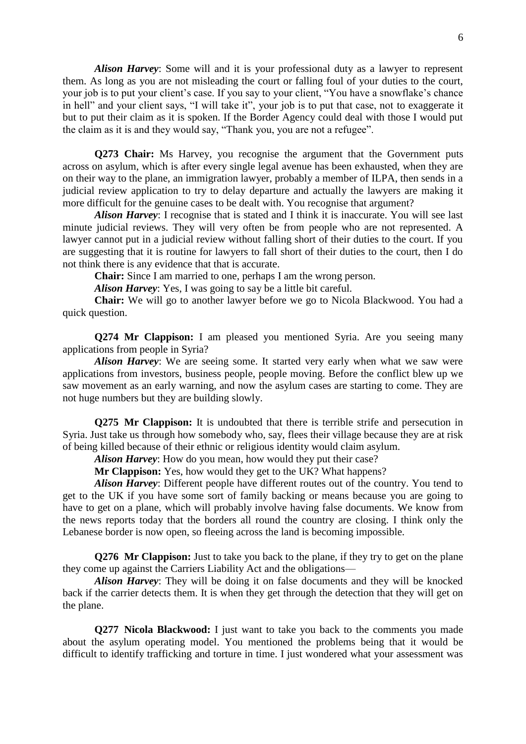***Alison Harvey***: Some will and it is your professional duty as a lawyer to represent them. As long as you are not misleading the court or falling foul of your duties to the court, your job is to put your client's case. If you say to your client, "You have a snowflake's chance in hell" and your client says, "I will take it", your job is to put that case, not to exaggerate it but to put their claim as it is spoken. If the Border Agency could deal with those I would put the claim as it is and they would say, "Thank you, you are not a refugee".

**Q273 Chair:** Ms Harvey, you recognise the argument that the Government puts across on asylum, which is after every single legal avenue has been exhausted, when they are on their way to the plane, an immigration lawyer, probably a member of ILPA, then sends in a judicial review application to try to delay departure and actually the lawyers are making it more difficult for the genuine cases to be dealt with. You recognise that argument?

***Alison Harvey***: I recognise that is stated and I think it is inaccurate. You will see last minute judicial reviews. They will very often be from people who are not represented. A lawyer cannot put in a judicial review without falling short of their duties to the court. If you are suggesting that it is routine for lawyers to fall short of their duties to the court, then I do not think there is any evidence that that is accurate.

**Chair:** Since I am married to one, perhaps I am the wrong person.

***Alison Harvey***: Yes, I was going to say be a little bit careful.

**Chair:** We will go to another lawyer before we go to Nicola Blackwood. You had a quick question.

**Q274 Mr Clappison:** I am pleased you mentioned Syria. Are you seeing many applications from people in Syria?

***Alison Harvey***: We are seeing some. It started very early when what we saw were applications from investors, business people, people moving. Before the conflict blew up we saw movement as an early warning, and now the asylum cases are starting to come. They are not huge numbers but they are building slowly.

**Q275 Mr Clappison:** It is undoubted that there is terrible strife and persecution in Syria. Just take us through how somebody who, say, flees their village because they are at risk of being killed because of their ethnic or religious identity would claim asylum.

***Alison Harvey***: How do you mean, how would they put their case?

**Mr Clappison:** Yes, how would they get to the UK? What happens?

***Alison Harvey***: Different people have different routes out of the country. You tend to get to the UK if you have some sort of family backing or means because you are going to have to get on a plane, which will probably involve having false documents. We know from the news reports today that the borders all round the country are closing. I think only the Lebanese border is now open, so fleeing across the land is becoming impossible.

**Q276 Mr Clappison:** Just to take you back to the plane, if they try to get on the plane they come up against the Carriers Liability Act and the obligations—

***Alison Harvey***: They will be doing it on false documents and they will be knocked back if the carrier detects them. It is when they get through the detection that they will get on the plane.

**Q277 Nicola Blackwood:** I just want to take you back to the comments you made about the asylum operating model. You mentioned the problems being that it would be difficult to identify trafficking and torture in time. I just wondered what your assessment was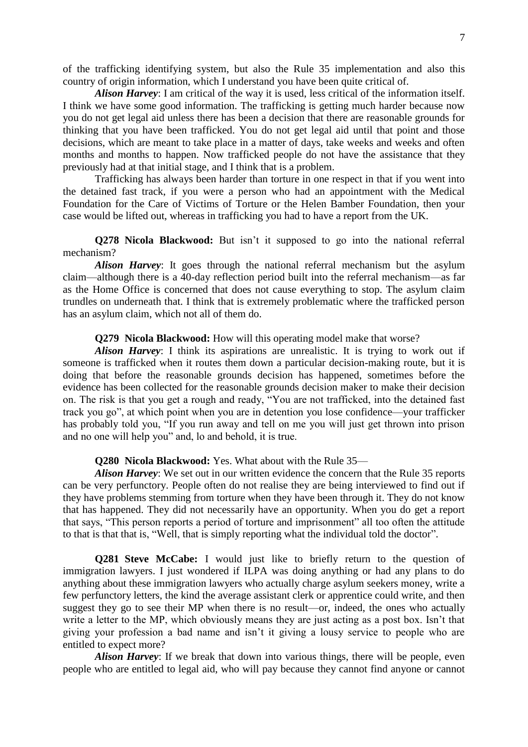of the trafficking identifying system, but also the Rule 35 implementation and also this country of origin information, which I understand you have been quite critical of.

***Alison Harvey***: I am critical of the way it is used, less critical of the information itself. I think we have some good information. The trafficking is getting much harder because now you do not get legal aid unless there has been a decision that there are reasonable grounds for thinking that you have been trafficked. You do not get legal aid until that point and those decisions, which are meant to take place in a matter of days, take weeks and weeks and often months and months to happen. Now trafficked people do not have the assistance that they previously had at that initial stage, and I think that is a problem.

Trafficking has always been harder than torture in one respect in that if you went into the detained fast track, if you were a person who had an appointment with the Medical Foundation for the Care of Victims of Torture or the Helen Bamber Foundation, then your case would be lifted out, whereas in trafficking you had to have a report from the UK.

**Q278 Nicola Blackwood:** But isn't it supposed to go into the national referral mechanism?

***Alison Harvey***: It goes through the national referral mechanism but the asylum claim—although there is a 40-day reflection period built into the referral mechanism—as far as the Home Office is concerned that does not cause everything to stop. The asylum claim trundles on underneath that. I think that is extremely problematic where the trafficked person has an asylum claim, which not all of them do.

**Q279 Nicola Blackwood:** How will this operating model make that worse?

***Alison Harvey***: I think its aspirations are unrealistic. It is trying to work out if someone is trafficked when it routes them down a particular decision-making route, but it is doing that before the reasonable grounds decision has happened, sometimes before the evidence has been collected for the reasonable grounds decision maker to make their decision on. The risk is that you get a rough and ready, "You are not trafficked, into the detained fast track you go", at which point when you are in detention you lose confidence—your trafficker has probably told you, "If you run away and tell on me you will just get thrown into prison and no one will help you" and, lo and behold, it is true.

**Q280 Nicola Blackwood:** Yes. What about with the Rule 35—

***Alison Harvey***: We set out in our written evidence the concern that the Rule 35 reports can be very perfunctory. People often do not realise they are being interviewed to find out if they have problems stemming from torture when they have been through it. They do not know that has happened. They did not necessarily have an opportunity. When you do get a report that says, "This person reports a period of torture and imprisonment" all too often the attitude to that is that that is, "Well, that is simply reporting what the individual told the doctor".

**Q281 Steve McCabe:** I would just like to briefly return to the question of immigration lawyers. I just wondered if ILPA was doing anything or had any plans to do anything about these immigration lawyers who actually charge asylum seekers money, write a few perfunctory letters, the kind the average assistant clerk or apprentice could write, and then suggest they go to see their MP when there is no result—or, indeed, the ones who actually write a letter to the MP, which obviously means they are just acting as a post box. Isn't that giving your profession a bad name and isn't it giving a lousy service to people who are entitled to expect more?

***Alison Harvey***: If we break that down into various things, there will be people, even people who are entitled to legal aid, who will pay because they cannot find anyone or cannot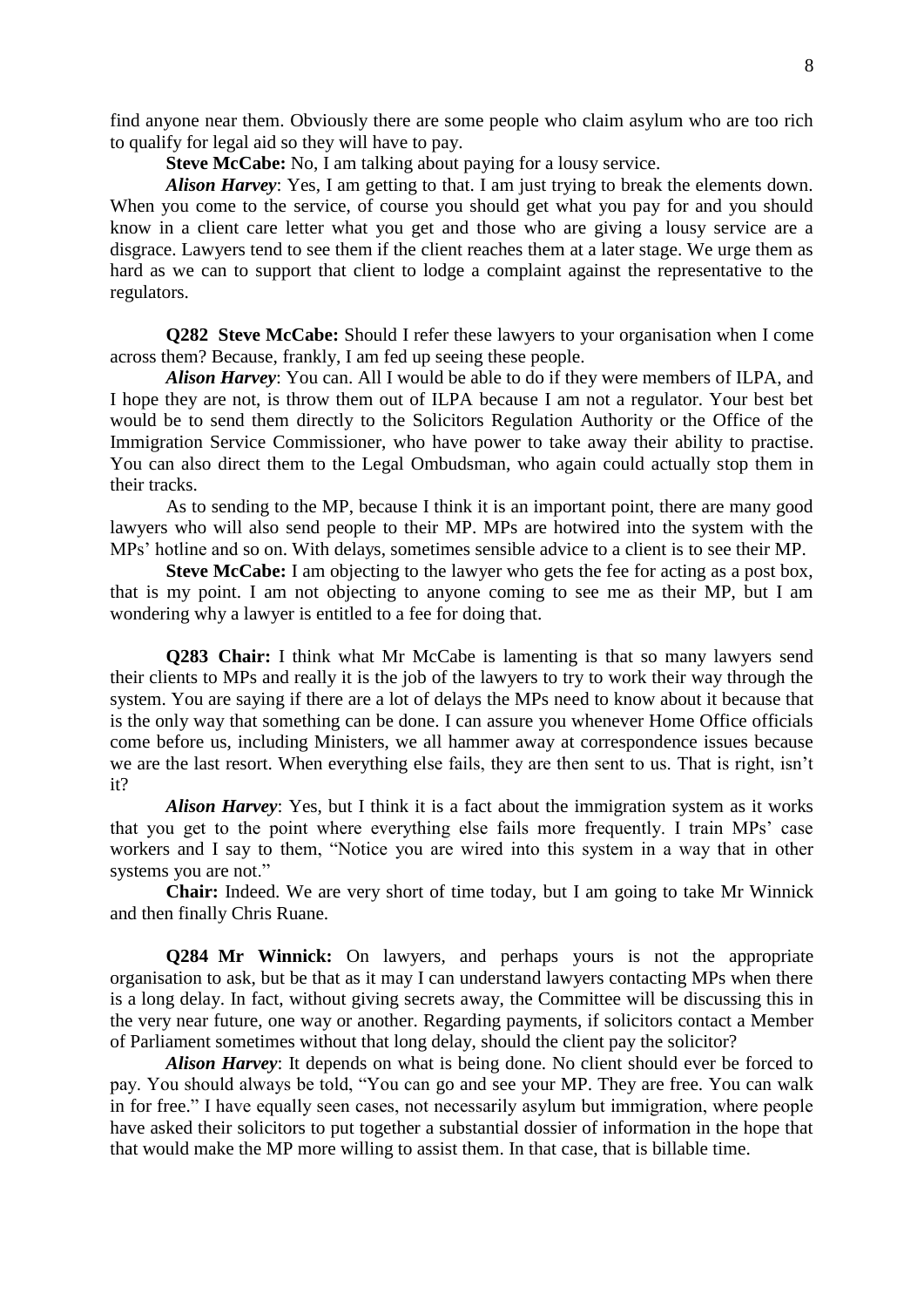find anyone near them. Obviously there are some people who claim asylum who are too rich to qualify for legal aid so they will have to pay.

**Steve McCabe:** No, I am talking about paying for a lousy service.

***Alison Harvey***: Yes, I am getting to that. I am just trying to break the elements down. When you come to the service, of course you should get what you pay for and you should know in a client care letter what you get and those who are giving a lousy service are a disgrace. Lawyers tend to see them if the client reaches them at a later stage. We urge them as hard as we can to support that client to lodge a complaint against the representative to the regulators.

**Q282 Steve McCabe:** Should I refer these lawyers to your organisation when I come across them? Because, frankly, I am fed up seeing these people.

***Alison Harvey***: You can. All I would be able to do if they were members of ILPA, and I hope they are not, is throw them out of ILPA because I am not a regulator. Your best bet would be to send them directly to the Solicitors Regulation Authority or the Office of the Immigration Service Commissioner, who have power to take away their ability to practise. You can also direct them to the Legal Ombudsman, who again could actually stop them in their tracks.

As to sending to the MP, because I think it is an important point, there are many good lawyers who will also send people to their MP. MPs are hotwired into the system with the MPs' hotline and so on. With delays, sometimes sensible advice to a client is to see their MP.

**Steve McCabe:** I am objecting to the lawyer who gets the fee for acting as a post box, that is my point. I am not objecting to anyone coming to see me as their MP, but I am wondering why a lawyer is entitled to a fee for doing that.

**Q283 Chair:** I think what Mr McCabe is lamenting is that so many lawyers send their clients to MPs and really it is the job of the lawyers to try to work their way through the system. You are saying if there are a lot of delays the MPs need to know about it because that is the only way that something can be done. I can assure you whenever Home Office officials come before us, including Ministers, we all hammer away at correspondence issues because we are the last resort. When everything else fails, they are then sent to us. That is right, isn't it?

***Alison Harvey***: Yes, but I think it is a fact about the immigration system as it works that you get to the point where everything else fails more frequently. I train MPs' case workers and I say to them, "Notice you are wired into this system in a way that in other systems you are not."

**Chair:** Indeed. We are very short of time today, but I am going to take Mr Winnick and then finally Chris Ruane.

**Q284 Mr Winnick:** On lawyers, and perhaps yours is not the appropriate organisation to ask, but be that as it may I can understand lawyers contacting MPs when there is a long delay. In fact, without giving secrets away, the Committee will be discussing this in the very near future, one way or another. Regarding payments, if solicitors contact a Member of Parliament sometimes without that long delay, should the client pay the solicitor?

***Alison Harvey***: It depends on what is being done. No client should ever be forced to pay. You should always be told, "You can go and see your MP. They are free. You can walk in for free." I have equally seen cases, not necessarily asylum but immigration, where people have asked their solicitors to put together a substantial dossier of information in the hope that that would make the MP more willing to assist them. In that case, that is billable time.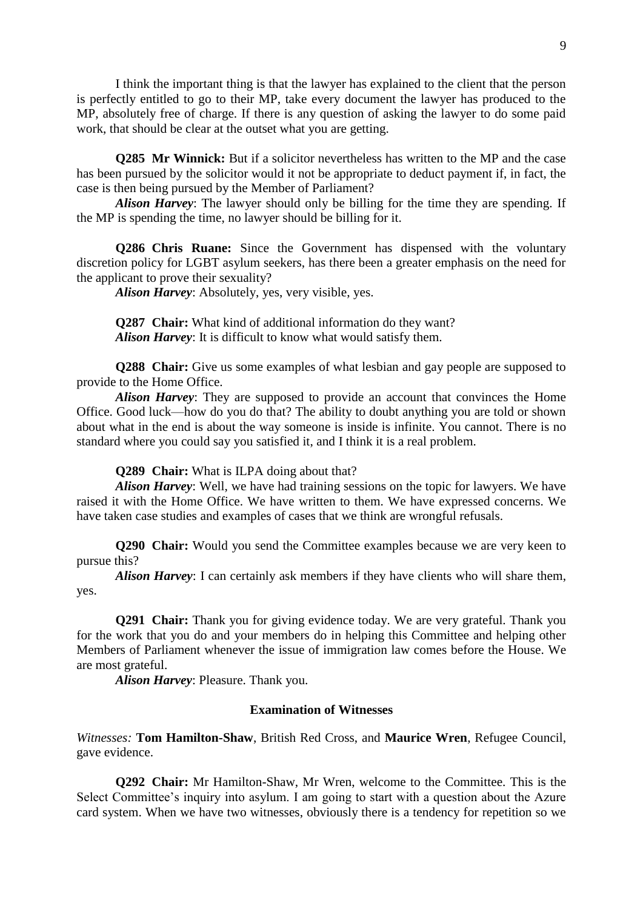I think the important thing is that the lawyer has explained to the client that the person is perfectly entitled to go to their MP, take every document the lawyer has produced to the MP, absolutely free of charge. If there is any question of asking the lawyer to do some paid work, that should be clear at the outset what you are getting.

**Q285 Mr Winnick:** But if a solicitor nevertheless has written to the MP and the case has been pursued by the solicitor would it not be appropriate to deduct payment if, in fact, the case is then being pursued by the Member of Parliament?

***Alison Harvey***: The lawyer should only be billing for the time they are spending. If the MP is spending the time, no lawyer should be billing for it.

**Q286 Chris Ruane:** Since the Government has dispensed with the voluntary discretion policy for LGBT asylum seekers, has there been a greater emphasis on the need for the applicant to prove their sexuality?

***Alison Harvey***: Absolutely, yes, very visible, yes.

**Q287 Chair:** What kind of additional information do they want?

***Alison Harvey***: It is difficult to know what would satisfy them.

**Q288 Chair:** Give us some examples of what lesbian and gay people are supposed to provide to the Home Office.

***Alison Harvey***: They are supposed to provide an account that convinces the Home Office. Good luck—how do you do that? The ability to doubt anything you are told or shown about what in the end is about the way someone is inside is infinite. You cannot. There is no standard where you could say you satisfied it, and I think it is a real problem.

**Q289 Chair:** What is ILPA doing about that?

***Alison Harvey***: Well, we have had training sessions on the topic for lawyers. We have raised it with the Home Office. We have written to them. We have expressed concerns. We have taken case studies and examples of cases that we think are wrongful refusals.

**Q290 Chair:** Would you send the Committee examples because we are very keen to pursue this?

***Alison Harvey***: I can certainly ask members if they have clients who will share them, yes.

**Q291 Chair:** Thank you for giving evidence today. We are very grateful. Thank you for the work that you do and your members do in helping this Committee and helping other Members of Parliament whenever the issue of immigration law comes before the House. We are most grateful.

***Alison Harvey***: Pleasure. Thank you.

### Examination of Witnesses

*Witnesses:* **Tom Hamilton-Shaw**, British Red Cross, and **Maurice Wren**, Refugee Council, gave evidence.

**Q292 Chair:** Mr Hamilton-Shaw, Mr Wren, welcome to the Committee. This is the Select Committee's inquiry into asylum. I am going to start with a question about the Azure card system. When we have two witnesses, obviously there is a tendency for repetition so we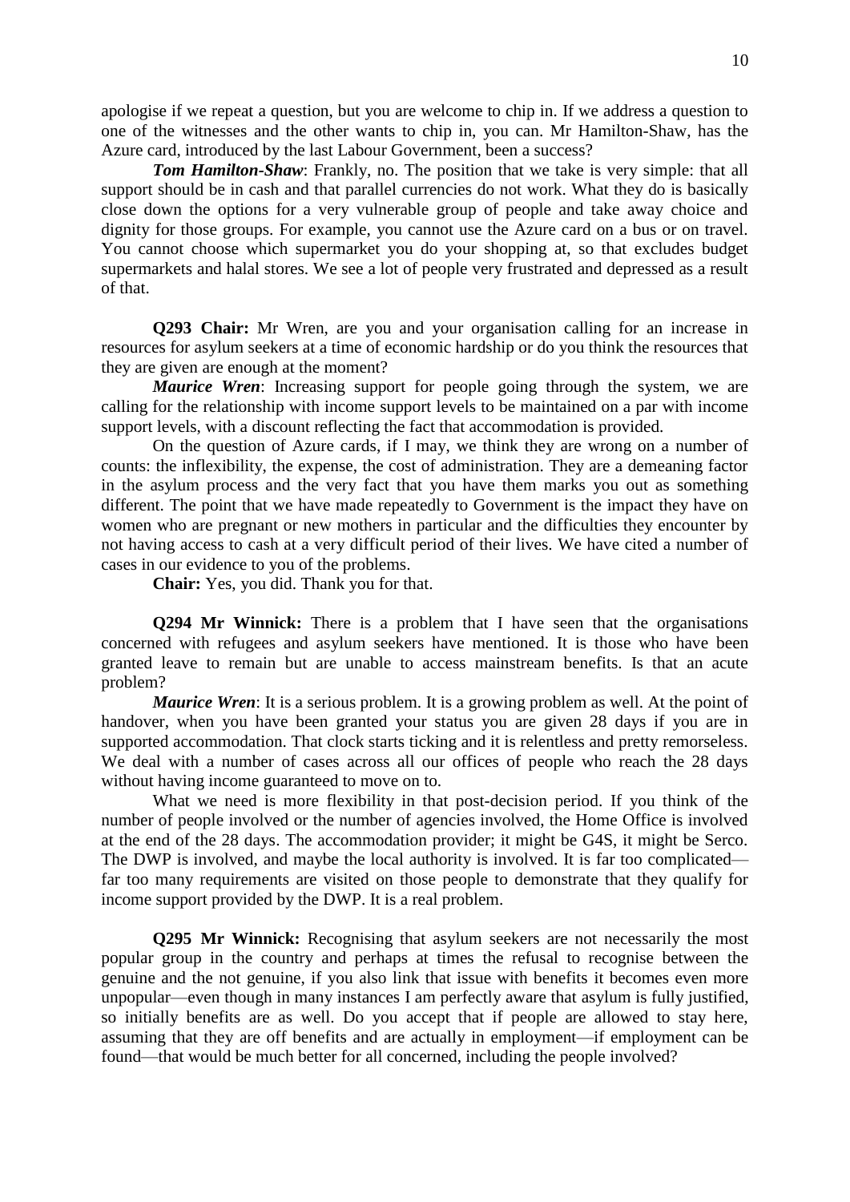apologise if we repeat a question, but you are welcome to chip in. If we address a question to one of the witnesses and the other wants to chip in, you can. Mr Hamilton-Shaw, has the Azure card, introduced by the last Labour Government, been a success?

***Tom Hamilton-Shaw***: Frankly, no. The position that we take is very simple: that all support should be in cash and that parallel currencies do not work. What they do is basically close down the options for a very vulnerable group of people and take away choice and dignity for those groups. For example, you cannot use the Azure card on a bus or on travel. You cannot choose which supermarket you do your shopping at, so that excludes budget supermarkets and halal stores. We see a lot of people very frustrated and depressed as a result of that.

**Q293 Chair:** Mr Wren, are you and your organisation calling for an increase in resources for asylum seekers at a time of economic hardship or do you think the resources that they are given are enough at the moment?

***Maurice Wren***: Increasing support for people going through the system, we are calling for the relationship with income support levels to be maintained on a par with income support levels, with a discount reflecting the fact that accommodation is provided.

On the question of Azure cards, if I may, we think they are wrong on a number of counts: the inflexibility, the expense, the cost of administration. They are a demeaning factor in the asylum process and the very fact that you have them marks you out as something different. The point that we have made repeatedly to Government is the impact they have on women who are pregnant or new mothers in particular and the difficulties they encounter by not having access to cash at a very difficult period of their lives. We have cited a number of cases in our evidence to you of the problems.

**Chair:** Yes, you did. Thank you for that.

**Q294 Mr Winnick:** There is a problem that I have seen that the organisations concerned with refugees and asylum seekers have mentioned. It is those who have been granted leave to remain but are unable to access mainstream benefits. Is that an acute problem?

***Maurice Wren***: It is a serious problem. It is a growing problem as well. At the point of handover, when you have been granted your status you are given 28 days if you are in supported accommodation. That clock starts ticking and it is relentless and pretty remorseless. We deal with a number of cases across all our offices of people who reach the 28 days without having income guaranteed to move on to.

What we need is more flexibility in that post-decision period. If you think of the number of people involved or the number of agencies involved, the Home Office is involved at the end of the 28 days. The accommodation provider; it might be G4S, it might be Serco. The DWP is involved, and maybe the local authority is involved. It is far too complicated—far too many requirements are visited on those people to demonstrate that they qualify for income support provided by the DWP. It is a real problem.

**Q295 Mr Winnick:** Recognising that asylum seekers are not necessarily the most popular group in the country and perhaps at times the refusal to recognise between the genuine and the not genuine, if you also link that issue with benefits it becomes even more unpopular—even though in many instances I am perfectly aware that asylum is fully justified, so initially benefits are as well. Do you accept that if people are allowed to stay here, assuming that they are off benefits and are actually in employment—if employment can be found—that would be much better for all concerned, including the people involved?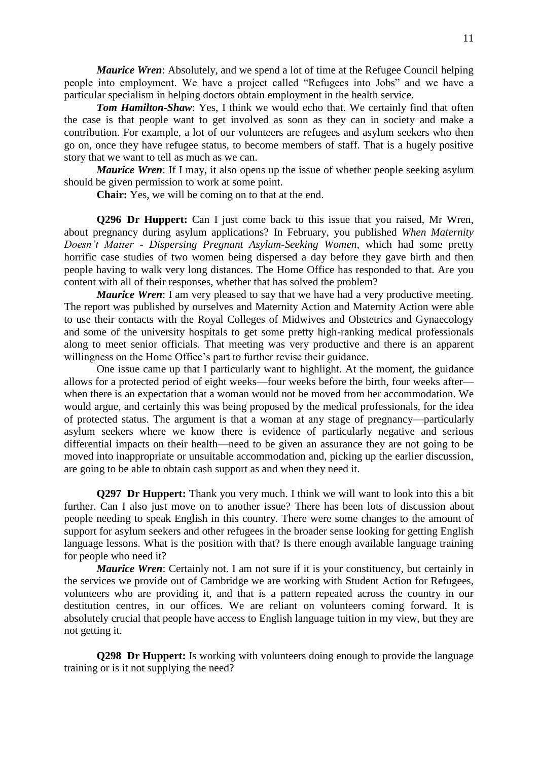*Maurice Wren*: Absolutely, and we spend a lot of time at the Refugee Council helping people into employment. We have a project called "Refugees into Jobs" and we have a particular specialism in helping doctors obtain employment in the health service.

*Tom Hamilton-Shaw*: Yes, I think we would echo that. We certainly find that often the case is that people want to get involved as soon as they can in society and make a contribution. For example, a lot of our volunteers are refugees and asylum seekers who then go on, once they have refugee status, to become members of staff. That is a hugely positive story that we want to tell as much as we can.

*Maurice Wren*: If I may, it also opens up the issue of whether people seeking asylum should be given permission to work at some point.

**Chair:** Yes, we will be coming on to that at the end.

**Q296 Dr Huppert:** Can I just come back to this issue that you raised, Mr Wren, about pregnancy during asylum applications? In February, you published *When Maternity Doesn't Matter - Dispersing Pregnant Asylum-Seeking Women*, which had some pretty horrific case studies of two women being dispersed a day before they gave birth and then people having to walk very long distances. The Home Office has responded to that. Are you content with all of their responses, whether that has solved the problem?

*Maurice Wren*: I am very pleased to say that we have had a very productive meeting. The report was published by ourselves and Maternity Action and Maternity Action were able to use their contacts with the Royal Colleges of Midwives and Obstetrics and Gynaecology and some of the university hospitals to get some pretty high-ranking medical professionals along to meet senior officials. That meeting was very productive and there is an apparent willingness on the Home Office's part to further revise their guidance.

One issue came up that I particularly want to highlight. At the moment, the guidance allows for a protected period of eight weeks—four weeks before the birth, four weeks after—when there is an expectation that a woman would not be moved from her accommodation. We would argue, and certainly this was being proposed by the medical professionals, for the idea of protected status. The argument is that a woman at any stage of pregnancy—particularly asylum seekers where we know there is evidence of particularly negative and serious differential impacts on their health—need to be given an assurance they are not going to be moved into inappropriate or unsuitable accommodation and, picking up the earlier discussion, are going to be able to obtain cash support as and when they need it.

**Q297 Dr Huppert:** Thank you very much. I think we will want to look into this a bit further. Can I also just move on to another issue? There has been lots of discussion about people needing to speak English in this country. There were some changes to the amount of support for asylum seekers and other refugees in the broader sense looking for getting English language lessons. What is the position with that? Is there enough available language training for people who need it?

*Maurice Wren*: Certainly not. I am not sure if it is your constituency, but certainly in the services we provide out of Cambridge we are working with Student Action for Refugees, volunteers who are providing it, and that is a pattern repeated across the country in our destitution centres, in our offices. We are reliant on volunteers coming forward. It is absolutely crucial that people have access to English language tuition in my view, but they are not getting it.

**Q298 Dr Huppert:** Is working with volunteers doing enough to provide the language training or is it not supplying the need?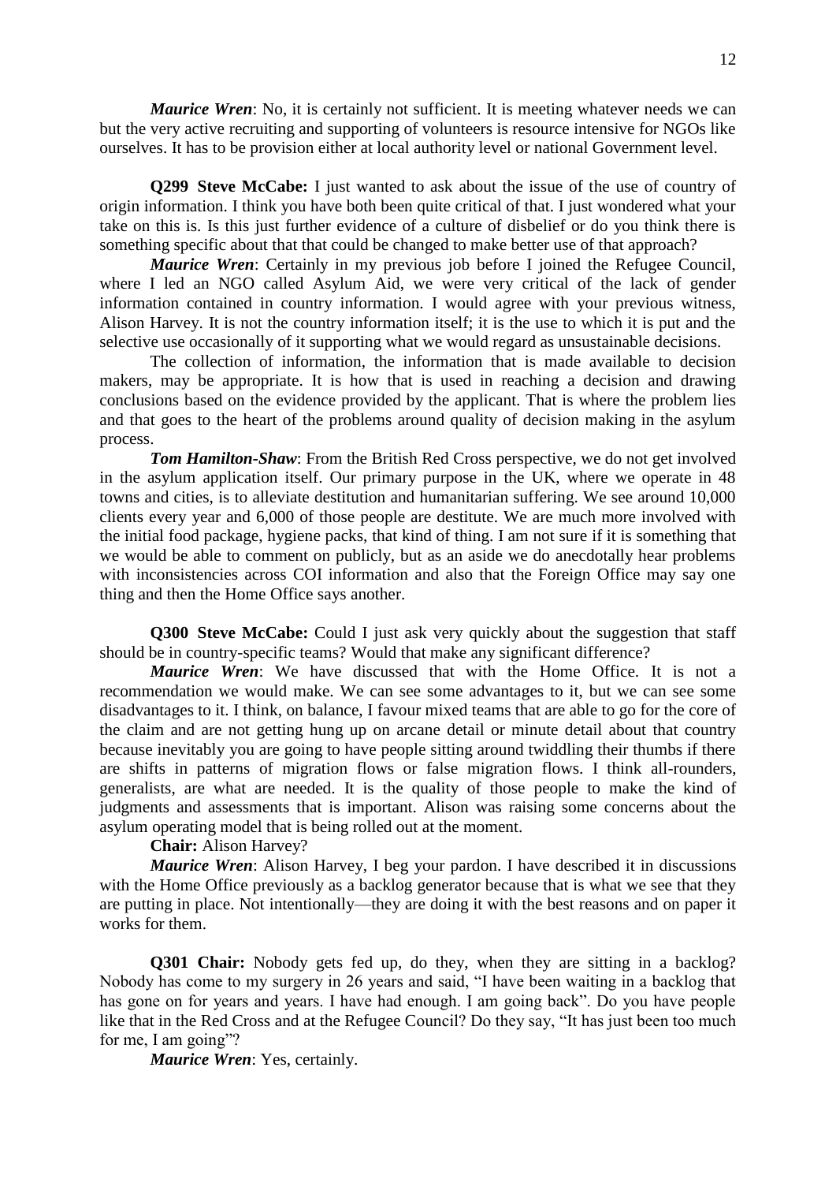***Maurice Wren***: No, it is certainly not sufficient. It is meeting whatever needs we can but the very active recruiting and supporting of volunteers is resource intensive for NGOs like ourselves. It has to be provision either at local authority level or national Government level.

**Q299 Steve McCabe:** I just wanted to ask about the issue of the use of country of origin information. I think you have both been quite critical of that. I just wondered what your take on this is. Is this just further evidence of a culture of disbelief or do you think there is something specific about that that could be changed to make better use of that approach?

***Maurice Wren***: Certainly in my previous job before I joined the Refugee Council, where I led an NGO called Asylum Aid, we were very critical of the lack of gender information contained in country information. I would agree with your previous witness, Alison Harvey. It is not the country information itself; it is the use to which it is put and the selective use occasionally of it supporting what we would regard as unsustainable decisions.

The collection of information, the information that is made available to decision makers, may be appropriate. It is how that is used in reaching a decision and drawing conclusions based on the evidence provided by the applicant. That is where the problem lies and that goes to the heart of the problems around quality of decision making in the asylum process.

***Tom Hamilton-Shaw***: From the British Red Cross perspective, we do not get involved in the asylum application itself. Our primary purpose in the UK, where we operate in 48 towns and cities, is to alleviate destitution and humanitarian suffering. We see around 10,000 clients every year and 6,000 of those people are destitute. We are much more involved with the initial food package, hygiene packs, that kind of thing. I am not sure if it is something that we would be able to comment on publicly, but as an aside we do anecdotally hear problems with inconsistencies across COI information and also that the Foreign Office may say one thing and then the Home Office says another.

**Q300 Steve McCabe:** Could I just ask very quickly about the suggestion that staff should be in country-specific teams? Would that make any significant difference?

***Maurice Wren***: We have discussed that with the Home Office. It is not a recommendation we would make. We can see some advantages to it, but we can see some disadvantages to it. I think, on balance, I favour mixed teams that are able to go for the core of the claim and are not getting hung up on arcane detail or minute detail about that country because inevitably you are going to have people sitting around twiddling their thumbs if there are shifts in patterns of migration flows or false migration flows. I think all-rounders, generalists, are what are needed. It is the quality of those people to make the kind of judgments and assessments that is important. Alison was raising some concerns about the asylum operating model that is being rolled out at the moment.

**Chair:** Alison Harvey?

***Maurice Wren***: Alison Harvey, I beg your pardon. I have described it in discussions with the Home Office previously as a backlog generator because that is what we see that they are putting in place. Not intentionally—they are doing it with the best reasons and on paper it works for them.

**Q301 Chair:** Nobody gets fed up, do they, when they are sitting in a backlog? Nobody has come to my surgery in 26 years and said, "I have been waiting in a backlog that has gone on for years and years. I have had enough. I am going back". Do you have people like that in the Red Cross and at the Refugee Council? Do they say, "It has just been too much for me, I am going"?

***Maurice Wren***: Yes, certainly.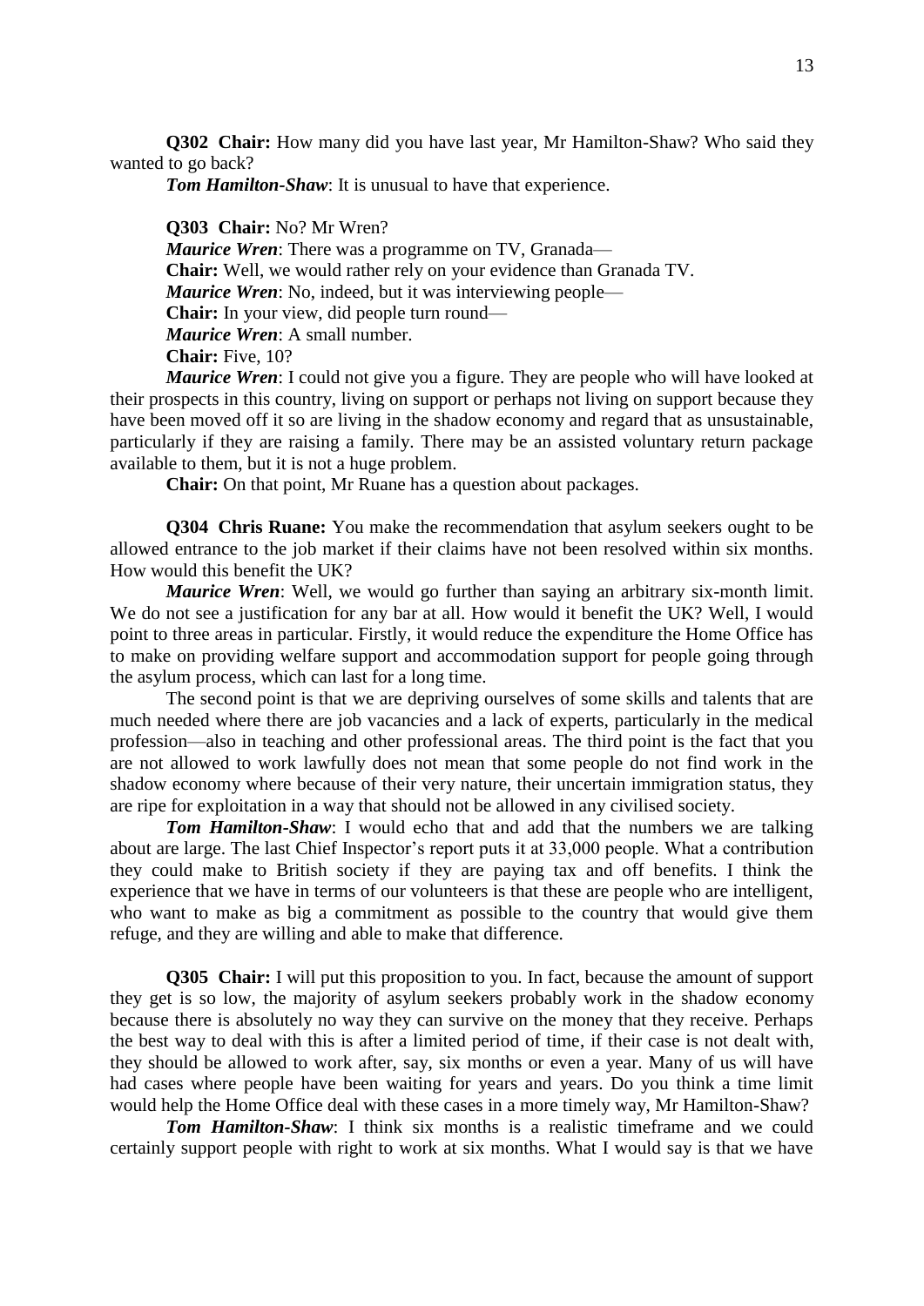**Q302 Chair:** How many did you have last year, Mr Hamilton-Shaw? Who said they wanted to go back?

***Tom Hamilton-Shaw***: It is unusual to have that experience.

**Q303 Chair:** No? Mr Wren?

***Maurice Wren***: There was a programme on TV, Granada—

**Chair:** Well, we would rather rely on your evidence than Granada TV.

***Maurice Wren***: No, indeed, but it was interviewing people—

**Chair:** In your view, did people turn round—

***Maurice Wren***: A small number.

**Chair:** Five, 10?

***Maurice Wren***: I could not give you a figure. They are people who will have looked at their prospects in this country, living on support or perhaps not living on support because they have been moved off it so are living in the shadow economy and regard that as unsustainable, particularly if they are raising a family. There may be an assisted voluntary return package available to them, but it is not a huge problem.

**Chair:** On that point, Mr Ruane has a question about packages.

**Q304 Chris Ruane:** You make the recommendation that asylum seekers ought to be allowed entrance to the job market if their claims have not been resolved within six months. How would this benefit the UK?

***Maurice Wren***: Well, we would go further than saying an arbitrary six-month limit. We do not see a justification for any bar at all. How would it benefit the UK? Well, I would point to three areas in particular. Firstly, it would reduce the expenditure the Home Office has to make on providing welfare support and accommodation support for people going through the asylum process, which can last for a long time.

The second point is that we are depriving ourselves of some skills and talents that are much needed where there are job vacancies and a lack of experts, particularly in the medical profession—also in teaching and other professional areas. The third point is the fact that you are not allowed to work lawfully does not mean that some people do not find work in the shadow economy where because of their very nature, their uncertain immigration status, they are ripe for exploitation in a way that should not be allowed in any civilised society.

***Tom Hamilton-Shaw***: I would echo that and add that the numbers we are talking about are large. The last Chief Inspector's report puts it at 33,000 people. What a contribution they could make to British society if they are paying tax and off benefits. I think the experience that we have in terms of our volunteers is that these are people who are intelligent, who want to make as big a commitment as possible to the country that would give them refuge, and they are willing and able to make that difference.

**Q305 Chair:** I will put this proposition to you. In fact, because the amount of support they get is so low, the majority of asylum seekers probably work in the shadow economy because there is absolutely no way they can survive on the money that they receive. Perhaps the best way to deal with this is after a limited period of time, if their case is not dealt with, they should be allowed to work after, say, six months or even a year. Many of us will have had cases where people have been waiting for years and years. Do you think a time limit would help the Home Office deal with these cases in a more timely way, Mr Hamilton-Shaw?

***Tom Hamilton-Shaw***: I think six months is a realistic timeframe and we could certainly support people with right to work at six months. What I would say is that we have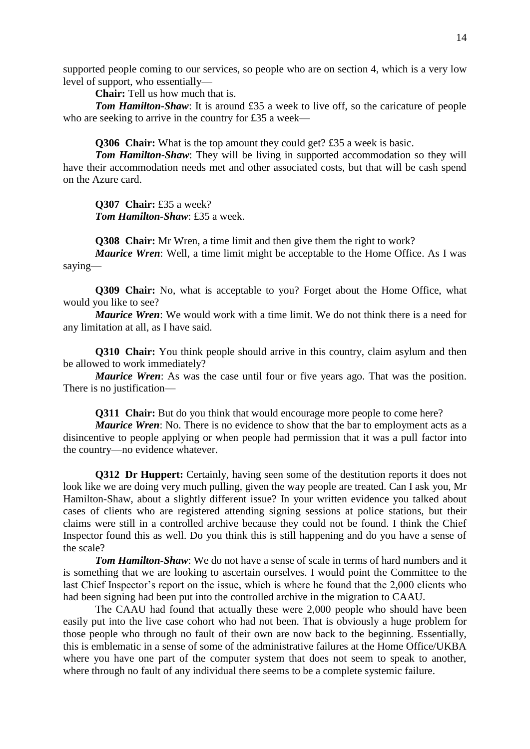supported people coming to our services, so people who are on section 4, which is a very low level of support, who essentially—

**Chair:** Tell us how much that is.

***Tom Hamilton-Shaw***: It is around £35 a week to live off, so the caricature of people who are seeking to arrive in the country for £35 a week—

**Q306 Chair:** What is the top amount they could get? £35 a week is basic.

***Tom Hamilton-Shaw***: They will be living in supported accommodation so they will have their accommodation needs met and other associated costs, but that will be cash spend on the Azure card.

**Q307 Chair:** £35 a week?

***Tom Hamilton-Shaw***: £35 a week.

**Q308 Chair:** Mr Wren, a time limit and then give them the right to work?

***Maurice Wren***: Well, a time limit might be acceptable to the Home Office. As I was saying—

**Q309 Chair:** No, what is acceptable to you? Forget about the Home Office, what would you like to see?

***Maurice Wren***: We would work with a time limit. We do not think there is a need for any limitation at all, as I have said.

**Q310 Chair:** You think people should arrive in this country, claim asylum and then be allowed to work immediately?

***Maurice Wren***: As was the case until four or five years ago. That was the position. There is no justification—

**Q311 Chair:** But do you think that would encourage more people to come here?

***Maurice Wren***: No. There is no evidence to show that the bar to employment acts as a disincentive to people applying or when people had permission that it was a pull factor into the country—no evidence whatever.

**Q312 Dr Huppert:** Certainly, having seen some of the destitution reports it does not look like we are doing very much pulling, given the way people are treated. Can I ask you, Mr Hamilton-Shaw, about a slightly different issue? In your written evidence you talked about cases of clients who are registered attending signing sessions at police stations, but their claims were still in a controlled archive because they could not be found. I think the Chief Inspector found this as well. Do you think this is still happening and do you have a sense of the scale?

***Tom Hamilton-Shaw***: We do not have a sense of scale in terms of hard numbers and it is something that we are looking to ascertain ourselves. I would point the Committee to the last Chief Inspector's report on the issue, which is where he found that the 2,000 clients who had been signing had been put into the controlled archive in the migration to CAAU.

The CAAU had found that actually these were 2,000 people who should have been easily put into the live case cohort who had not been. That is obviously a huge problem for those people who through no fault of their own are now back to the beginning. Essentially, this is emblematic in a sense of some of the administrative failures at the Home Office/UKBA where you have one part of the computer system that does not seem to speak to another, where through no fault of any individual there seems to be a complete systemic failure.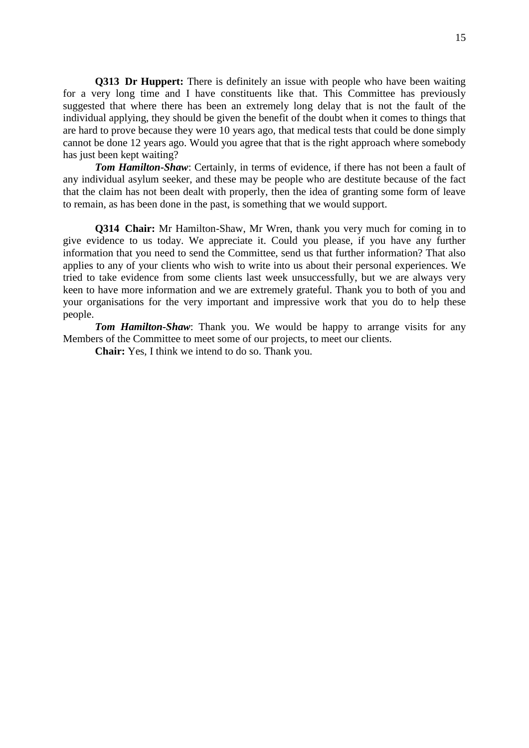**Q313 Dr Huppert:** There is definitely an issue with people who have been waiting for a very long time and I have constituents like that. This Committee has previously suggested that where there has been an extremely long delay that is not the fault of the individual applying, they should be given the benefit of the doubt when it comes to things that are hard to prove because they were 10 years ago, that medical tests that could be done simply cannot be done 12 years ago. Would you agree that that is the right approach where somebody has just been kept waiting?

***Tom Hamilton-Shaw***: Certainly, in terms of evidence, if there has not been a fault of any individual asylum seeker, and these may be people who are destitute because of the fact that the claim has not been dealt with properly, then the idea of granting some form of leave to remain, as has been done in the past, is something that we would support.

**Q314 Chair:** Mr Hamilton-Shaw, Mr Wren, thank you very much for coming in to give evidence to us today. We appreciate it. Could you please, if you have any further information that you need to send the Committee, send us that further information? That also applies to any of your clients who wish to write into us about their personal experiences. We tried to take evidence from some clients last week unsuccessfully, but we are always very keen to have more information and we are extremely grateful. Thank you to both of you and your organisations for the very important and impressive work that you do to help these people.

***Tom Hamilton-Shaw***: Thank you. We would be happy to arrange visits for any Members of the Committee to meet some of our projects, to meet our clients.

**Chair:** Yes, I think we intend to do so. Thank you.